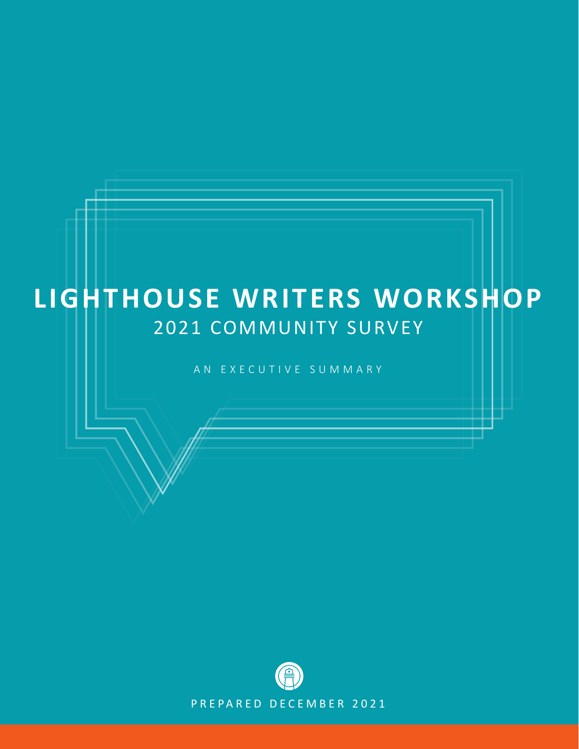# LIGHTHOUSE WRITERS WORKSHOP

## 2021 COMMUNITY SURVEY

AN EXECUTIVE SUMMARY

PREPARED DECEMBER 2021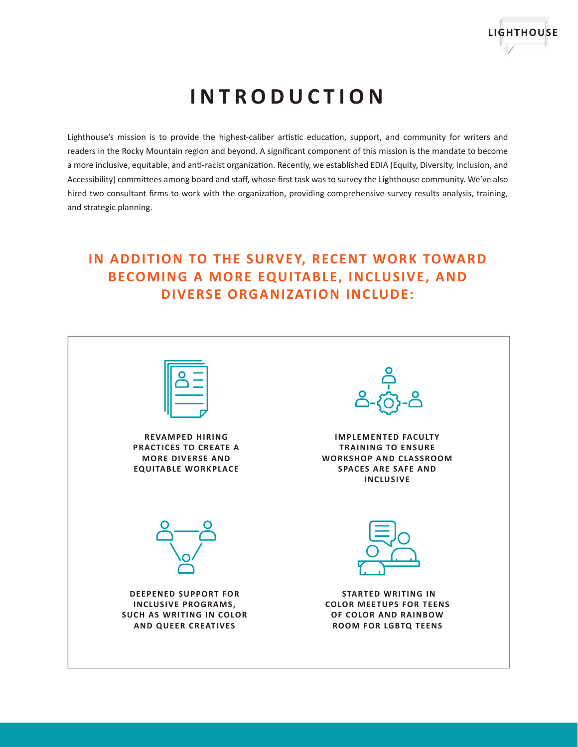# INTRODUCTION

Lighthouse's mission is to provide the highest-caliber artistic education, support, and community for writers and readers in the Rocky Mountain region and beyond. A significant component of this mission is the mandate to become a more inclusive, equitable, and anti-racist organization. Recently, we established EDIA (Equity, Diversity, Inclusion, and Accessibility) committees among board and staff, whose first task was to survey the Lighthouse community. We've also hired two consultant firms to work with the organization, providing comprehensive survey results analysis, training, and strategic planning.

## IN ADDITION TO THE SURVEY, RECENT WORK TOWARD BECOMING A MORE EQUITABLE, INCLUSIVE, AND DIVERSE ORGANIZATION INCLUDE:

- **REVAMPED HIRING PRACTICES TO CREATE A MORE DIVERSE AND EQUITABLE WORKPLACE**
- **IMPLEMENTED FACULTY TRAINING TO ENSURE WORKSHOP AND CLASSROOM SPACES ARE SAFE AND INCLUSIVE**
- **DEEPENED SUPPORT FOR INCLUSIVE PROGRAMS, SUCH AS WRITING IN COLOR AND QUEER CREATIVES**
- **STARTED WRITING IN COLOR MEETUPS FOR TEENS OF COLOR AND RAINBOW ROOM FOR LGBTQ TEENS**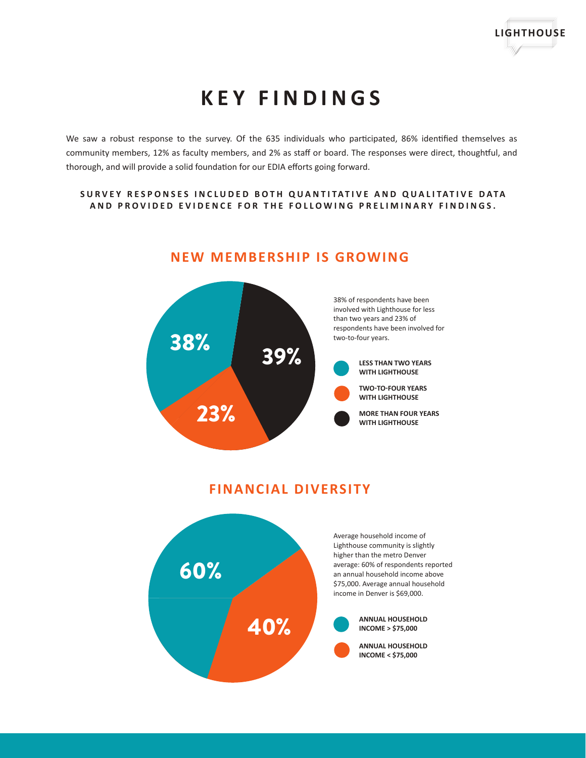# KEY FINDINGS

We saw a robust response to the survey. Of the 635 individuals who participated, 86% identified themselves as community members, 12% as faculty members, and 2% as staff or board. The responses were direct, thoughtful, and thorough, and will provide a solid foundation for our EDIA efforts going forward.

**SURVEY RESPONSES INCLUDED BOTH QUANTITATIVE AND QUALITATIVE DATA AND PROVIDED EVIDENCE FOR THE FOLLOWING PRELIMINARY FINDINGS.**

## NEW MEMBERSHIP IS GROWING

38%

39%

23%

38% of respondents have been involved with Lighthouse for less than two years and 23% of respondents have been involved for two-to-four years.

**LESS THAN TWO YEARS WITH LIGHTHOUSE**

**TWO-TO-FOUR YEARS WITH LIGHTHOUSE**

**MORE THAN FOUR YEARS WITH LIGHTHOUSE**

## FINANCIAL DIVERSITY

60%

40%

Average household income of Lighthouse community is slightly higher than the metro Denver average: 60% of respondents reported an annual household income above $75,000. Average annual household income in Denver is $69,000.

**ANNUAL HOUSEHOLD INCOME > $75,000**

**ANNUAL HOUSEHOLD INCOME < $75,000**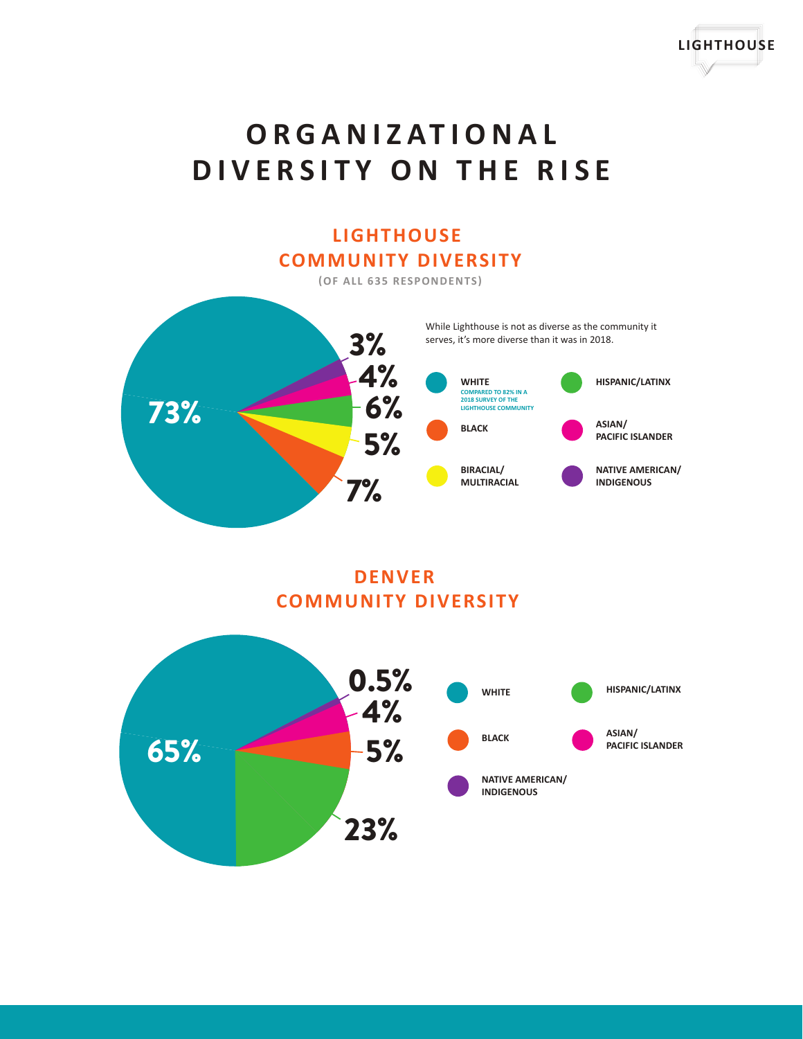# ORGANIZATIONAL DIVERSITY ON THE RISE

## LIGHTHOUSE COMMUNITY DIVERSITY

(OF ALL 635 RESPONDENTS)

While Lighthouse is not as diverse as the community it serves, it's more diverse than it was in 2018.

| Group | Percentage |
| --- | --- |
| WHITE (COMPARED TO 82% IN A 2018 SURVEY OF THE LIGHTHOUSE COMMUNITY) | 73% |
| BLACK | 7% |
| BIRACIAL/ MULTIRACIAL | 5% |
| HISPANIC/LATINX | 6% |
| ASIAN/ PACIFIC ISLANDER | 4% |
| NATIVE AMERICAN/ INDIGENOUS | 3% |

## DENVER COMMUNITY DIVERSITY

| Group | Percentage |
| --- | --- |
| WHITE | 65% |
| HISPANIC/LATINX | 23% |
| BLACK | 5% |
| ASIAN/ PACIFIC ISLANDER | 4% |
| NATIVE AMERICAN/ INDIGENOUS | 0.5% |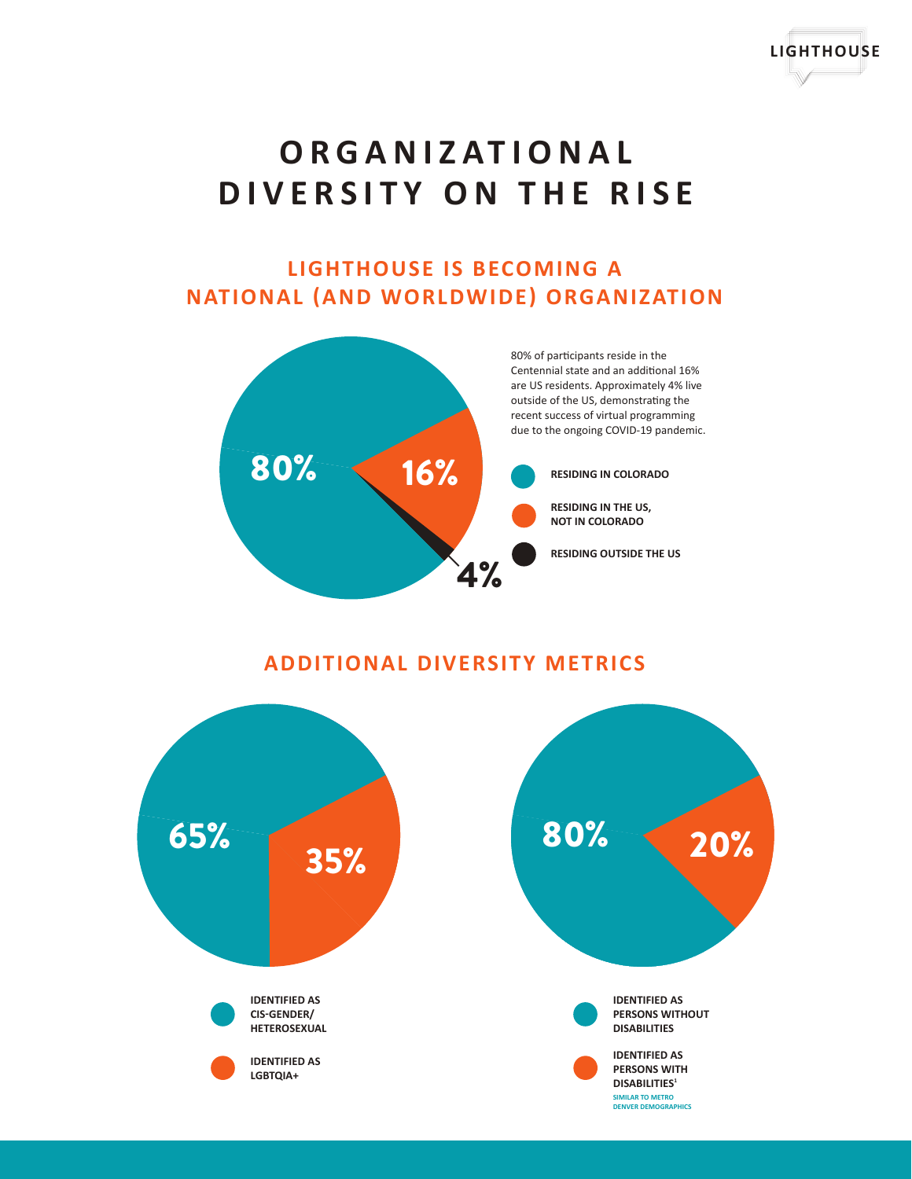# ORGANIZATIONAL DIVERSITY ON THE RISE

## LIGHTHOUSE IS BECOMING A NATIONAL (AND WORLDWIDE) ORGANIZATION

80% of participants reside in the Centennial state and an additional 16% are US residents. Approximately 4% live outside of the US, demonstrating the recent success of virtual programming due to the ongoing COVID-19 pandemic.

- 80% — **RESIDING IN COLORADO**
- 16% — **RESIDING IN THE US, NOT IN COLORADO**
- 4% — **RESIDING OUTSIDE THE US**

## ADDITIONAL DIVERSITY METRICS

- 65% — **IDENTIFIED AS CIS-GENDER/ HETEROSEXUAL**
- 35% — **IDENTIFIED AS LGBTQIA+**

- 80% — **IDENTIFIED AS PERSONS WITHOUT DISABILITIES**
- 20% — **IDENTIFIED AS PERSONS WITH DISABILITIES**[1]

SIMILAR TO METRO DENVER DEMOGRAPHICS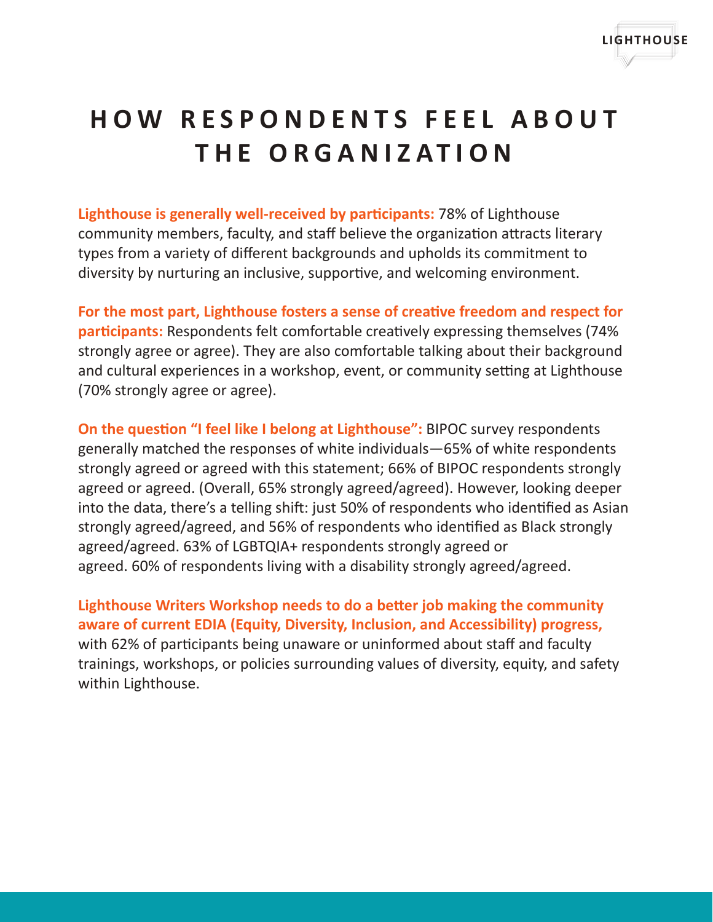# HOW RESPONDENTS FEEL ABOUT THE ORGANIZATION

**Lighthouse is generally well-received by participants:** 78% of Lighthouse community members, faculty, and staff believe the organization attracts literary types from a variety of different backgrounds and upholds its commitment to diversity by nurturing an inclusive, supportive, and welcoming environment.

**For the most part, Lighthouse fosters a sense of creative freedom and respect for participants:** Respondents felt comfortable creatively expressing themselves (74% strongly agree or agree). They are also comfortable talking about their background and cultural experiences in a workshop, event, or community setting at Lighthouse (70% strongly agree or agree).

**On the question "I feel like I belong at Lighthouse":** BIPOC survey respondents generally matched the responses of white individuals—65% of white respondents strongly agreed or agreed with this statement; 66% of BIPOC respondents strongly agreed or agreed. (Overall, 65% strongly agreed/agreed). However, looking deeper into the data, there's a telling shift: just 50% of respondents who identified as Asian strongly agreed/agreed, and 56% of respondents who identified as Black strongly agreed/agreed. 63% of LGBTQIA+ respondents strongly agreed or agreed. 60% of respondents living with a disability strongly agreed/agreed.

**Lighthouse Writers Workshop needs to do a better job making the community aware of current EDIA (Equity, Diversity, Inclusion, and Accessibility) progress,** with 62% of participants being unaware or uninformed about staff and faculty trainings, workshops, or policies surrounding values of diversity, equity, and safety within Lighthouse.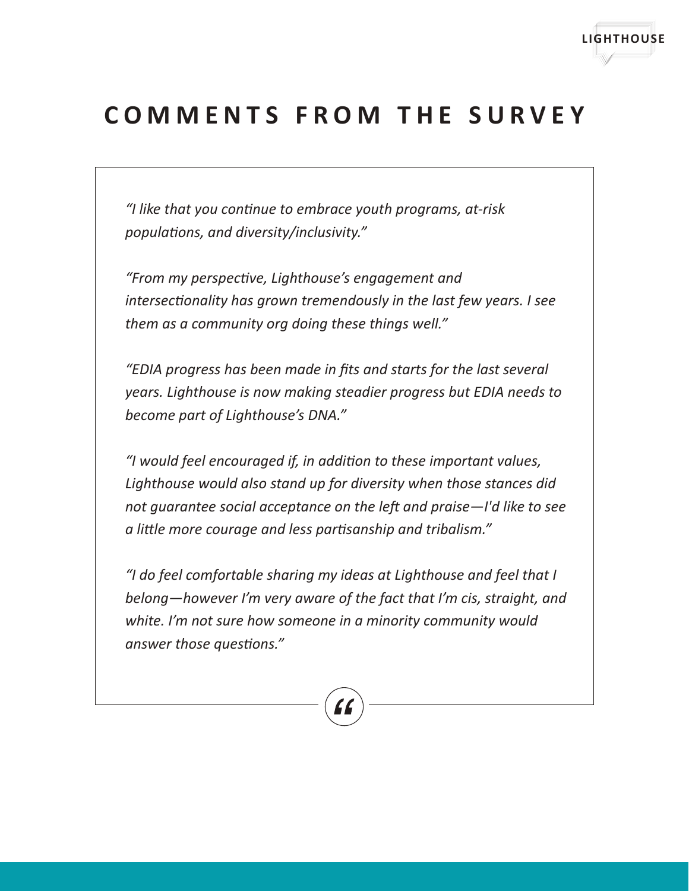# COMMENTS FROM THE SURVEY

*"I like that you continue to embrace youth programs, at-risk populations, and diversity/inclusivity."*

*"From my perspective, Lighthouse's engagement and intersectionality has grown tremendously in the last few years. I see them as a community org doing these things well."*

*"EDIA progress has been made in fits and starts for the last several years. Lighthouse is now making steadier progress but EDIA needs to become part of Lighthouse's DNA."*

*"I would feel encouraged if, in addition to these important values, Lighthouse would also stand up for diversity when those stances did not guarantee social acceptance on the left and praise—I'd like to see a little more courage and less partisanship and tribalism."*

*"I do feel comfortable sharing my ideas at Lighthouse and feel that I belong—however I'm very aware of the fact that I'm cis, straight, and white. I'm not sure how someone in a minority community would answer those questions."*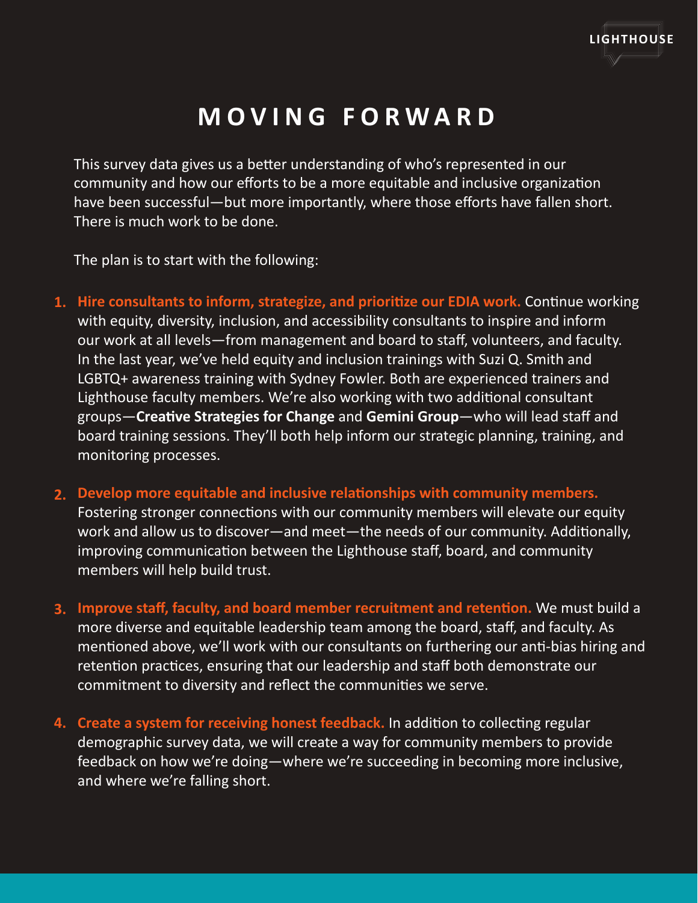# MOVING FORWARD

This survey data gives us a better understanding of who's represented in our community and how our efforts to be a more equitable and inclusive organization have been successful—but more importantly, where those efforts have fallen short. There is much work to be done.

The plan is to start with the following:

1. **Hire consultants to inform, strategize, and prioritize our EDIA work.** Continue working with equity, diversity, inclusion, and accessibility consultants to inspire and inform our work at all levels—from management and board to staff, volunteers, and faculty. In the last year, we've held equity and inclusion trainings with Suzi Q. Smith and LGBTQ+ awareness training with Sydney Fowler. Both are experienced trainers and Lighthouse faculty members. We're also working with two additional consultant groups—**Creative Strategies for Change** and **Gemini Group**—who will lead staff and board training sessions. They'll both help inform our strategic planning, training, and monitoring processes.

2. **Develop more equitable and inclusive relationships with community members.** Fostering stronger connections with our community members will elevate our equity work and allow us to discover—and meet—the needs of our community. Additionally, improving communication between the Lighthouse staff, board, and community members will help build trust.

3. **Improve staff, faculty, and board member recruitment and retention.** We must build a more diverse and equitable leadership team among the board, staff, and faculty. As mentioned above, we'll work with our consultants on furthering our anti-bias hiring and retention practices, ensuring that our leadership and staff both demonstrate our commitment to diversity and reflect the communities we serve.

4. **Create a system for receiving honest feedback.** In addition to collecting regular demographic survey data, we will create a way for community members to provide feedback on how we're doing—where we're succeeding in becoming more inclusive, and where we're falling short.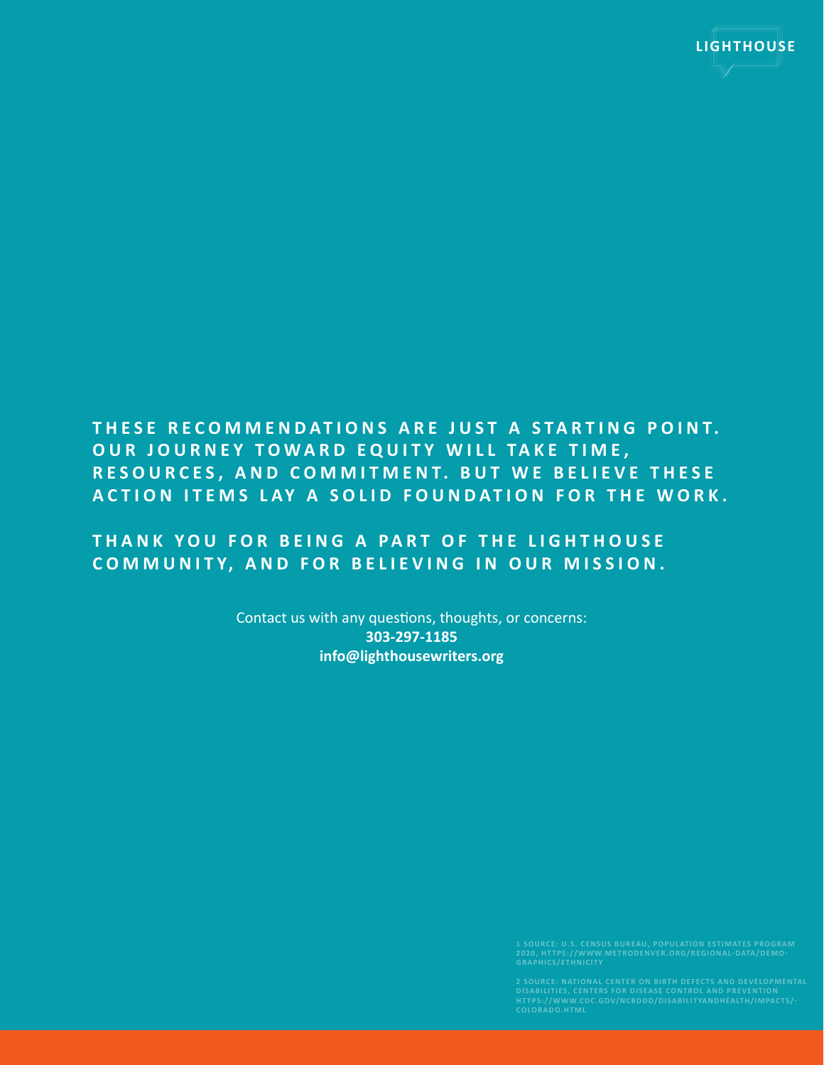LIGHTHOUSE

**THESE RECOMMENDATIONS ARE JUST A STARTING POINT. OUR JOURNEY TOWARD EQUITY WILL TAKE TIME, RESOURCES, AND COMMITMENT. BUT WE BELIEVE THESE ACTION ITEMS LAY A SOLID FOUNDATION FOR THE WORK.**

**THANK YOU FOR BEING A PART OF THE LIGHTHOUSE COMMUNITY, AND FOR BELIEVING IN OUR MISSION.**

Contact us with any questions, thoughts, or concerns:
**303-297-1185**
**info@lighthousewriters.org**

1 SOURCE: U.S. CENSUS BUREAU, POPULATION ESTIMATES PROGRAM 2020, HTTPS://WWW.METRODENVER.ORG/REGIONAL-DATA/DEMOGRAPHICS/ETHNICITY

2 SOURCE: NATIONAL CENTER ON BIRTH DEFECTS AND DEVELOPMENTAL DISABILITIES, CENTERS FOR DISEASE CONTROL AND PREVENTION HTTPS://WWW.CDC.GOV/NCBDDD/DISABILITYANDHEALTH/IMPACTS/COLORADO.HTML